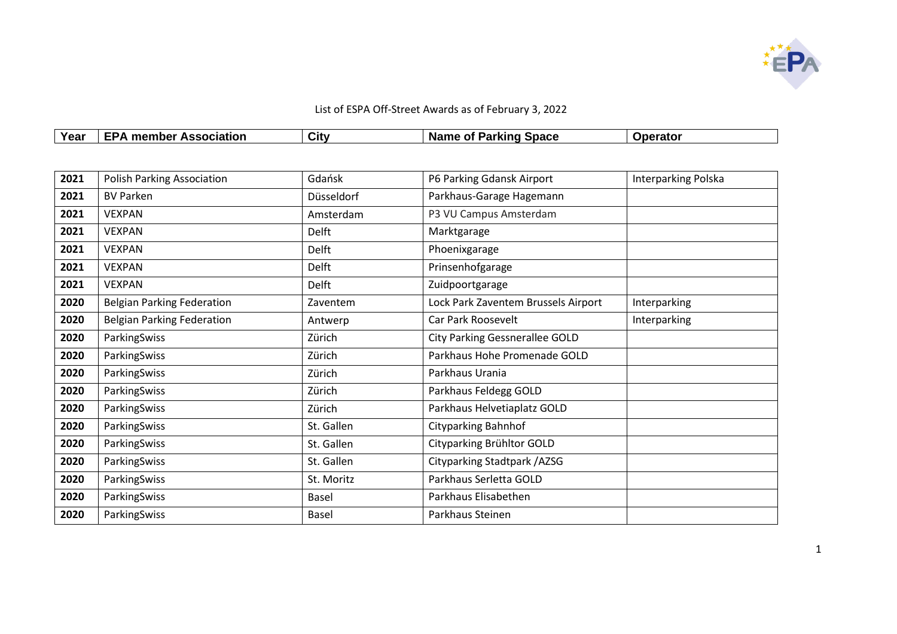List of ESPA Off-Street Awards as of February 3, 2022

| Year | EPA member Association | City | Name of Parking Space | Operator |
|---|---|---|---|---|
| **2021** | Polish Parking Association | Gdańsk | P6 Parking Gdansk Airport | Interparking Polska |
| **2021** | BV Parken | Düsseldorf | Parkhaus-Garage Hagemann | |
| **2021** | VEXPAN | Amsterdam | P3 VU Campus Amsterdam | |
| **2021** | VEXPAN | Delft | Marktgarage | |
| **2021** | VEXPAN | Delft | Phoenixgarage | |
| **2021** | VEXPAN | Delft | Prinsenhofgarage | |
| **2021** | VEXPAN | Delft | Zuidpoortgarage | |
| **2020** | Belgian Parking Federation | Zaventem | Lock Park Zaventem Brussels Airport | Interparking |
| **2020** | Belgian Parking Federation | Antwerp | Car Park Roosevelt | Interparking |
| **2020** | ParkingSwiss | Zürich | City Parking Gessnerallee GOLD | |
| **2020** | ParkingSwiss | Zürich | Parkhaus Hohe Promenade GOLD | |
| **2020** | ParkingSwiss | Zürich | Parkhaus Urania | |
| **2020** | ParkingSwiss | Zürich | Parkhaus Feldegg GOLD | |
| **2020** | ParkingSwiss | Zürich | Parkhaus Helvetiaplatz GOLD | |
| **2020** | ParkingSwiss | St. Gallen | Cityparking Bahnhof | |
| **2020** | ParkingSwiss | St. Gallen | Cityparking Brühltor GOLD | |
| **2020** | ParkingSwiss | St. Gallen | Cityparking Stadtpark /AZSG | |
| **2020** | ParkingSwiss | St. Moritz | Parkhaus Serletta GOLD | |
| **2020** | ParkingSwiss | Basel | Parkhaus Elisabethen | |
| **2020** | ParkingSwiss | Basel | Parkhaus Steinen | |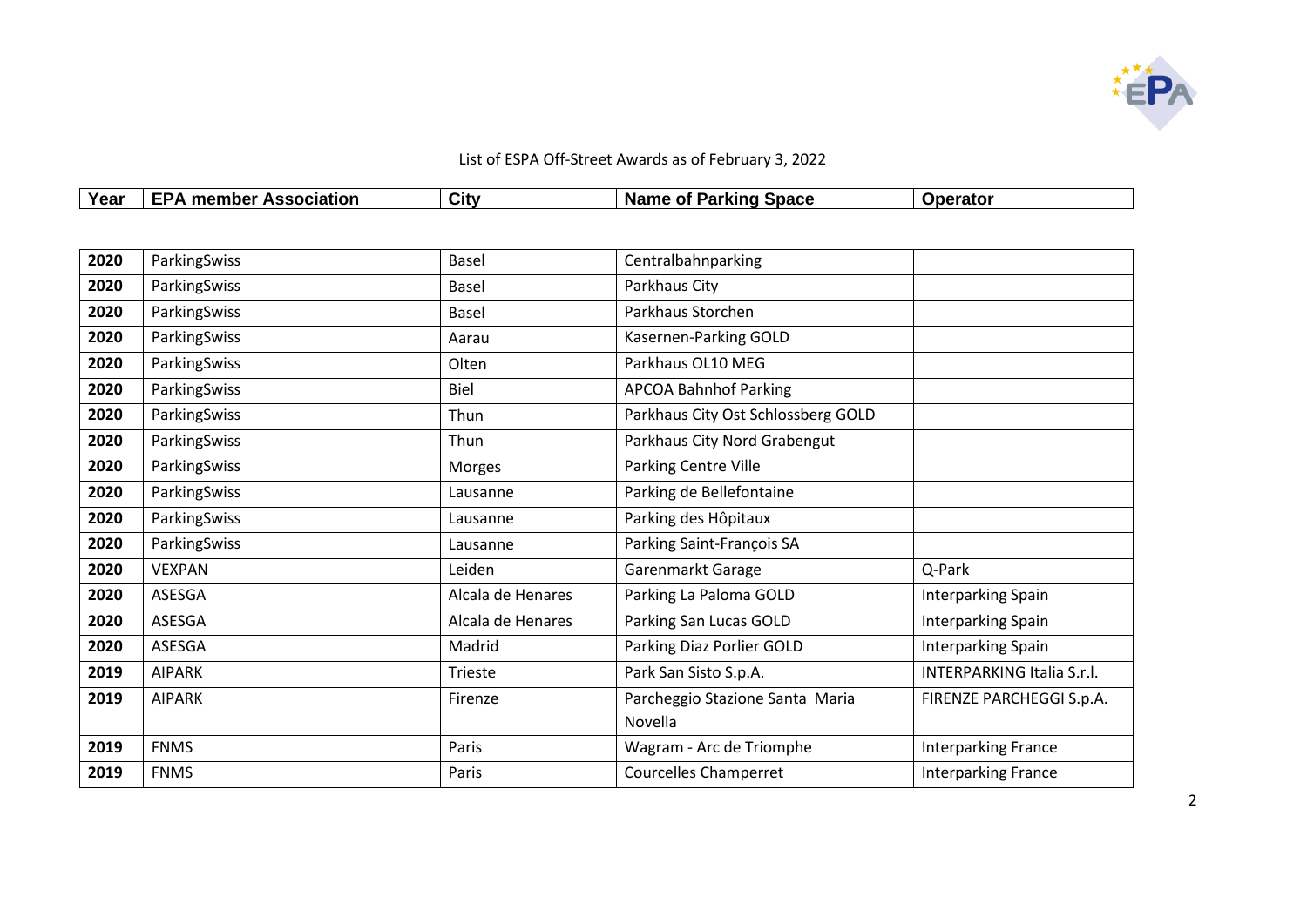List of ESPA Off-Street Awards as of February 3, 2022

| Year | EPA member Association | City | Name of Parking Space | Operator |
|---|---|---|---|---|
| 2020 | ParkingSwiss | Basel | Centralbahnparking | |
| 2020 | ParkingSwiss | Basel | Parkhaus City | |
| 2020 | ParkingSwiss | Basel | Parkhaus Storchen | |
| 2020 | ParkingSwiss | Aarau | Kasernen-Parking GOLD | |
| 2020 | ParkingSwiss | Olten | Parkhaus OL10 MEG | |
| 2020 | ParkingSwiss | Biel | APCOA Bahnhof Parking | |
| 2020 | ParkingSwiss | Thun | Parkhaus City Ost Schlossberg GOLD | |
| 2020 | ParkingSwiss | Thun | Parkhaus City Nord Grabengut | |
| 2020 | ParkingSwiss | Morges | Parking Centre Ville | |
| 2020 | ParkingSwiss | Lausanne | Parking de Bellefontaine | |
| 2020 | ParkingSwiss | Lausanne | Parking des Hôpitaux | |
| 2020 | ParkingSwiss | Lausanne | Parking Saint-François SA | |
| 2020 | VEXPAN | Leiden | Garenmarkt Garage | Q-Park |
| 2020 | ASESGA | Alcala de Henares | Parking La Paloma GOLD | Interparking Spain |
| 2020 | ASESGA | Alcala de Henares | Parking San Lucas GOLD | Interparking Spain |
| 2020 | ASESGA | Madrid | Parking Diaz Porlier GOLD | Interparking Spain |
| 2019 | AIPARK | Trieste | Park San Sisto S.p.A. | INTERPARKING Italia S.r.l. |
| 2019 | AIPARK | Firenze | Parcheggio Stazione Santa Maria Novella | FIRENZE PARCHEGGI S.p.A. |
| 2019 | FNMS | Paris | Wagram - Arc de Triomphe | Interparking France |
| 2019 | FNMS | Paris | Courcelles Champerret | Interparking France |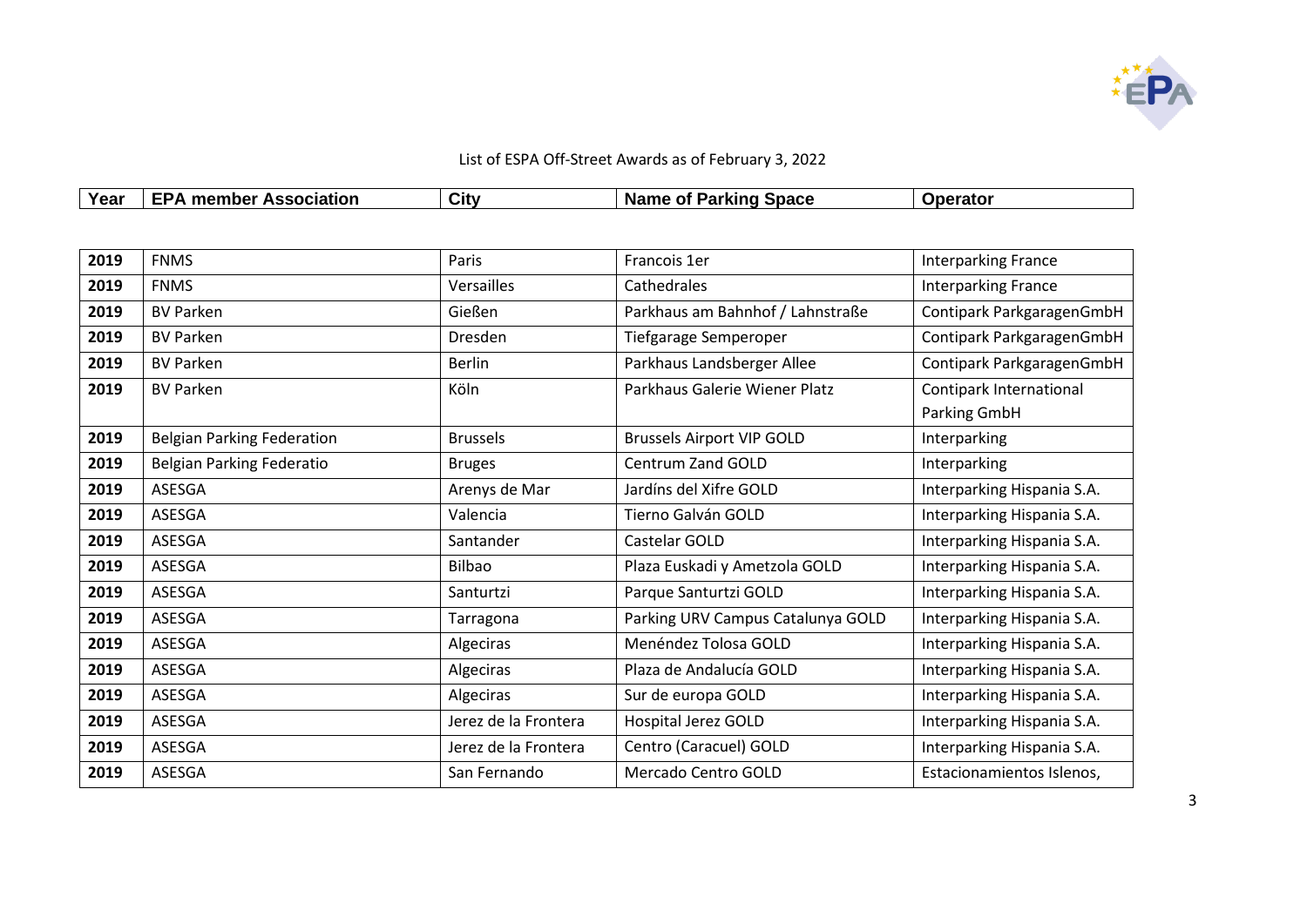List of ESPA Off-Street Awards as of February 3, 2022

| Year | EPA member Association | City | Name of Parking Space | Operator |
|---|---|---|---|---|
| 2019 | FNMS | Paris | Francois 1er | Interparking France |
| 2019 | FNMS | Versailles | Cathedrales | Interparking France |
| 2019 | BV Parken | Gießen | Parkhaus am Bahnhof / Lahnstraße | Contipark ParkgaragenGmbH |
| 2019 | BV Parken | Dresden | Tiefgarage Semperoper | Contipark ParkgaragenGmbH |
| 2019 | BV Parken | Berlin | Parkhaus Landsberger Allee | Contipark ParkgaragenGmbH |
| 2019 | BV Parken | Köln | Parkhaus Galerie Wiener Platz | Contipark International Parking GmbH |
| 2019 | Belgian Parking Federation | Brussels | Brussels Airport VIP GOLD | Interparking |
| 2019 | Belgian Parking Federatio | Bruges | Centrum Zand GOLD | Interparking |
| 2019 | ASESGA | Arenys de Mar | Jardíns del Xifre GOLD | Interparking Hispania S.A. |
| 2019 | ASESGA | Valencia | Tierno Galván GOLD | Interparking Hispania S.A. |
| 2019 | ASESGA | Santander | Castelar GOLD | Interparking Hispania S.A. |
| 2019 | ASESGA | Bilbao | Plaza Euskadi y Ametzola GOLD | Interparking Hispania S.A. |
| 2019 | ASESGA | Santurtzi | Parque Santurtzi GOLD | Interparking Hispania S.A. |
| 2019 | ASESGA | Tarragona | Parking URV Campus Catalunya GOLD | Interparking Hispania S.A. |
| 2019 | ASESGA | Algeciras | Menéndez Tolosa GOLD | Interparking Hispania S.A. |
| 2019 | ASESGA | Algeciras | Plaza de Andalucía GOLD | Interparking Hispania S.A. |
| 2019 | ASESGA | Algeciras | Sur de europa GOLD | Interparking Hispania S.A. |
| 2019 | ASESGA | Jerez de la Frontera | Hospital Jerez GOLD | Interparking Hispania S.A. |
| 2019 | ASESGA | Jerez de la Frontera | Centro (Caracuel) GOLD | Interparking Hispania S.A. |
| 2019 | ASESGA | San Fernando | Mercado Centro GOLD | Estacionamientos Islenos, |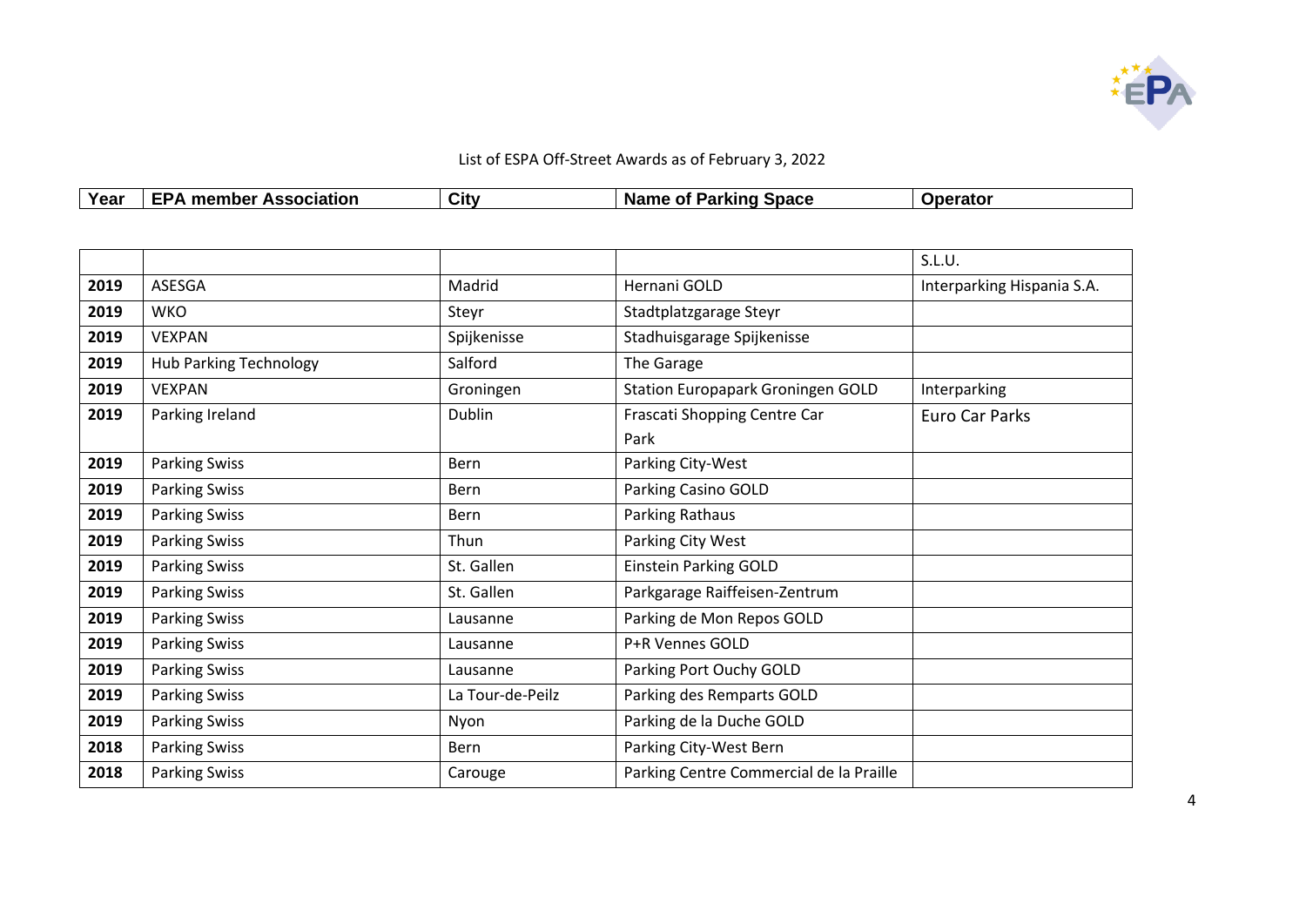List of ESPA Off-Street Awards as of February 3, 2022

| Year | EPA member Association | City | Name of Parking Space | Operator |
|---|---|---|---|---|
| | | | | S.L.U. |
| 2019 | ASESGA | Madrid | Hernani GOLD | Interparking Hispania S.A. |
| 2019 | WKO | Steyr | Stadtplatzgarage Steyr | |
| 2019 | VEXPAN | Spijkenisse | Stadhuisgarage Spijkenisse | |
| 2019 | Hub Parking Technology | Salford | The Garage | |
| 2019 | VEXPAN | Groningen | Station Europapark Groningen GOLD | Interparking |
| 2019 | Parking Ireland | Dublin | Frascati Shopping Centre Car Park | Euro Car Parks |
| 2019 | Parking Swiss | Bern | Parking City-West | |
| 2019 | Parking Swiss | Bern | Parking Casino GOLD | |
| 2019 | Parking Swiss | Bern | Parking Rathaus | |
| 2019 | Parking Swiss | Thun | Parking City West | |
| 2019 | Parking Swiss | St. Gallen | Einstein Parking GOLD | |
| 2019 | Parking Swiss | St. Gallen | Parkgarage Raiffeisen-Zentrum | |
| 2019 | Parking Swiss | Lausanne | Parking de Mon Repos GOLD | |
| 2019 | Parking Swiss | Lausanne | P+R Vennes GOLD | |
| 2019 | Parking Swiss | Lausanne | Parking Port Ouchy GOLD | |
| 2019 | Parking Swiss | La Tour-de-Peilz | Parking des Remparts GOLD | |
| 2019 | Parking Swiss | Nyon | Parking de la Duche GOLD | |
| 2018 | Parking Swiss | Bern | Parking City-West Bern | |
| 2018 | Parking Swiss | Carouge | Parking Centre Commercial de la Praille | |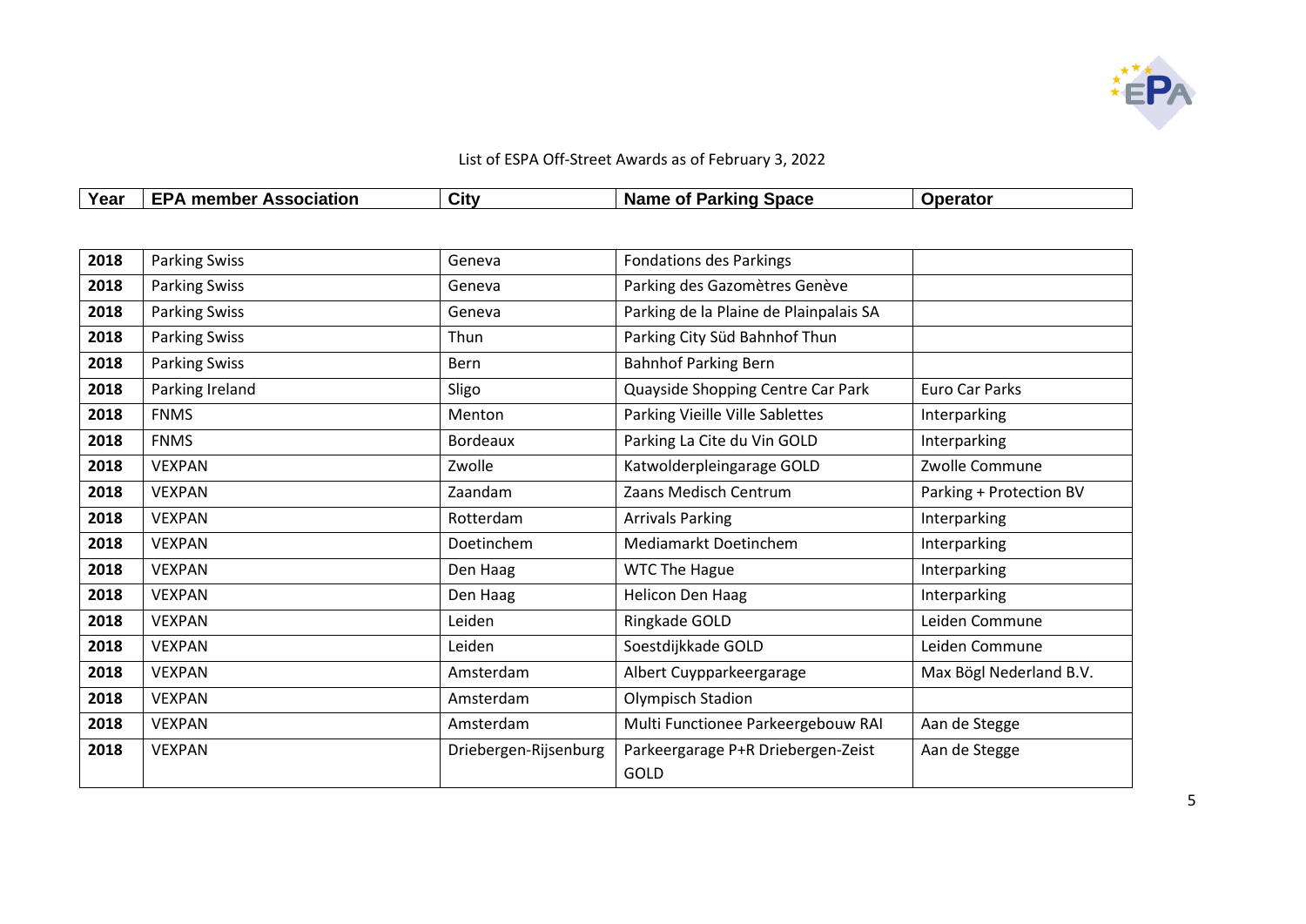List of ESPA Off-Street Awards as of February 3, 2022

| Year | EPA member Association | City | Name of Parking Space | Operator |
|---|---|---|---|---|
| 2018 | Parking Swiss | Geneva | Fondations des Parkings | |
| 2018 | Parking Swiss | Geneva | Parking des Gazomètres Genève | |
| 2018 | Parking Swiss | Geneva | Parking de la Plaine de Plainpalais SA | |
| 2018 | Parking Swiss | Thun | Parking City Süd Bahnhof Thun | |
| 2018 | Parking Swiss | Bern | Bahnhof Parking Bern | |
| 2018 | Parking Ireland | Sligo | Quayside Shopping Centre Car Park | Euro Car Parks |
| 2018 | FNMS | Menton | Parking Vieille Ville Sablettes | Interparking |
| 2018 | FNMS | Bordeaux | Parking La Cite du Vin GOLD | Interparking |
| 2018 | VEXPAN | Zwolle | Katwolderpleingarage GOLD | Zwolle Commune |
| 2018 | VEXPAN | Zaandam | Zaans Medisch Centrum | Parking + Protection BV |
| 2018 | VEXPAN | Rotterdam | Arrivals Parking | Interparking |
| 2018 | VEXPAN | Doetinchem | Mediamarkt Doetinchem | Interparking |
| 2018 | VEXPAN | Den Haag | WTC The Hague | Interparking |
| 2018 | VEXPAN | Den Haag | Helicon Den Haag | Interparking |
| 2018 | VEXPAN | Leiden | Ringkade GOLD | Leiden Commune |
| 2018 | VEXPAN | Leiden | Soestdijkkade GOLD | Leiden Commune |
| 2018 | VEXPAN | Amsterdam | Albert Cuypparkeergarage | Max Bögl Nederland B.V. |
| 2018 | VEXPAN | Amsterdam | Olympisch Stadion | |
| 2018 | VEXPAN | Amsterdam | Multi Functionee Parkeergebouw RAI | Aan de Stegge |
| 2018 | VEXPAN | Driebergen-Rijsenburg | Parkeergarage P+R Driebergen-Zeist GOLD | Aan de Stegge |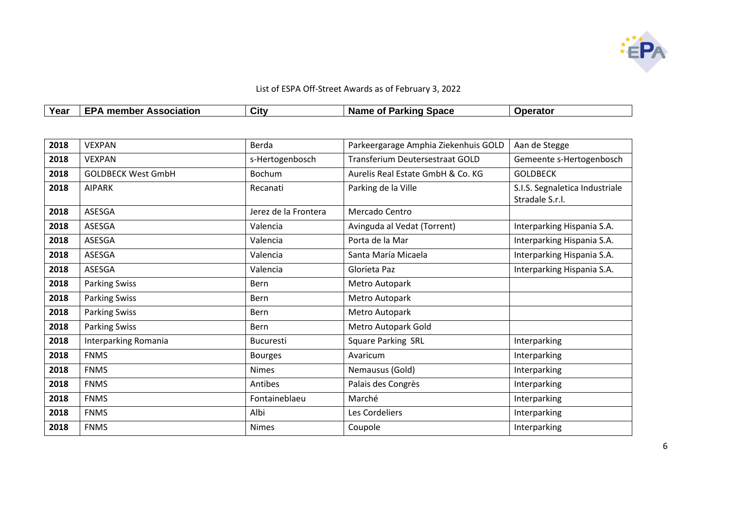List of ESPA Off-Street Awards as of February 3, 2022

| Year | EPA member Association | City | Name of Parking Space | Operator |
|---|---|---|---|---|
| 2018 | VEXPAN | Berda | Parkeergarage Amphia Ziekenhuis GOLD | Aan de Stegge |
| 2018 | VEXPAN | s-Hertogenbosch | Transferium Deutersestraat GOLD | Gemeente s-Hertogenbosch |
| 2018 | GOLDBECK West GmbH | Bochum | Aurelis Real Estate GmbH & Co. KG | GOLDBECK |
| 2018 | AIPARK | Recanati | Parking de la Ville | S.I.S. Segnaletica Industriale Stradale S.r.l. |
| 2018 | ASESGA | Jerez de la Frontera | Mercado Centro | |
| 2018 | ASESGA | Valencia | Avinguda al Vedat (Torrent) | Interparking Hispania S.A. |
| 2018 | ASESGA | Valencia | Porta de la Mar | Interparking Hispania S.A. |
| 2018 | ASESGA | Valencia | Santa María Micaela | Interparking Hispania S.A. |
| 2018 | ASESGA | Valencia | Glorieta Paz | Interparking Hispania S.A. |
| 2018 | Parking Swiss | Bern | Metro Autopark | |
| 2018 | Parking Swiss | Bern | Metro Autopark | |
| 2018 | Parking Swiss | Bern | Metro Autopark | |
| 2018 | Parking Swiss | Bern | Metro Autopark Gold | |
| 2018 | Interparking Romania | Bucuresti | Square Parking SRL | Interparking |
| 2018 | FNMS | Bourges | Avaricum | Interparking |
| 2018 | FNMS | Nimes | Nemausus (Gold) | Interparking |
| 2018 | FNMS | Antibes | Palais des Congrès | Interparking |
| 2018 | FNMS | Fontaineblaeu | Marché | Interparking |
| 2018 | FNMS | Albi | Les Cordeliers | Interparking |
| 2018 | FNMS | Nimes | Coupole | Interparking |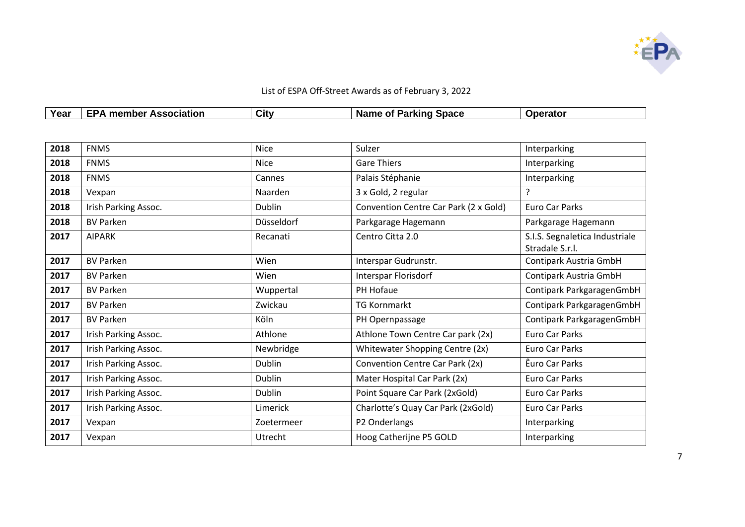List of ESPA Off-Street Awards as of February 3, 2022

| Year | EPA member Association | City | Name of Parking Space | Operator |
|---|---|---|---|---|
| 2018 | FNMS | Nice | Sulzer | Interparking |
| 2018 | FNMS | Nice | Gare Thiers | Interparking |
| 2018 | FNMS | Cannes | Palais Stéphanie | Interparking |
| 2018 | Vexpan | Naarden | 3 x Gold, 2 regular | ? |
| 2018 | Irish Parking Assoc. | Dublin | Convention Centre Car Park (2 x Gold) | Euro Car Parks |
| 2018 | BV Parken | Düsseldorf | Parkgarage Hagemann | Parkgarage Hagemann |
| 2017 | AIPARK | Recanati | Centro Citta 2.0 | S.I.S. Segnaletica Industriale Stradale S.r.l. |
| 2017 | BV Parken | Wien | Interspar Gudrunstr. | Contipark Austria GmbH |
| 2017 | BV Parken | Wien | Interspar Florisdorf | Contipark Austria GmbH |
| 2017 | BV Parken | Wuppertal | PH Hofaue | Contipark ParkgaragenGmbH |
| 2017 | BV Parken | Zwickau | TG Kornmarkt | Contipark ParkgaragenGmbH |
| 2017 | BV Parken | Köln | PH Opernpassage | Contipark ParkgaragenGmbH |
| 2017 | Irish Parking Assoc. | Athlone | Athlone Town Centre Car park (2x) | Euro Car Parks |
| 2017 | Irish Parking Assoc. | Newbridge | Whitewater Shopping Centre (2x) | Euro Car Parks |
| 2017 | Irish Parking Assoc. | Dublin | Convention Centre Car Park (2x) | Êuro Car Parks |
| 2017 | Irish Parking Assoc. | Dublin | Mater Hospital Car Park (2x) | Euro Car Parks |
| 2017 | Irish Parking Assoc. | Dublin | Point Square Car Park (2xGold) | Euro Car Parks |
| 2017 | Irish Parking Assoc. | Limerick | Charlotte's Quay Car Park (2xGold) | Euro Car Parks |
| 2017 | Vexpan | Zoetermeer | P2 Onderlangs | Interparking |
| 2017 | Vexpan | Utrecht | Hoog Catherijne P5 GOLD | Interparking |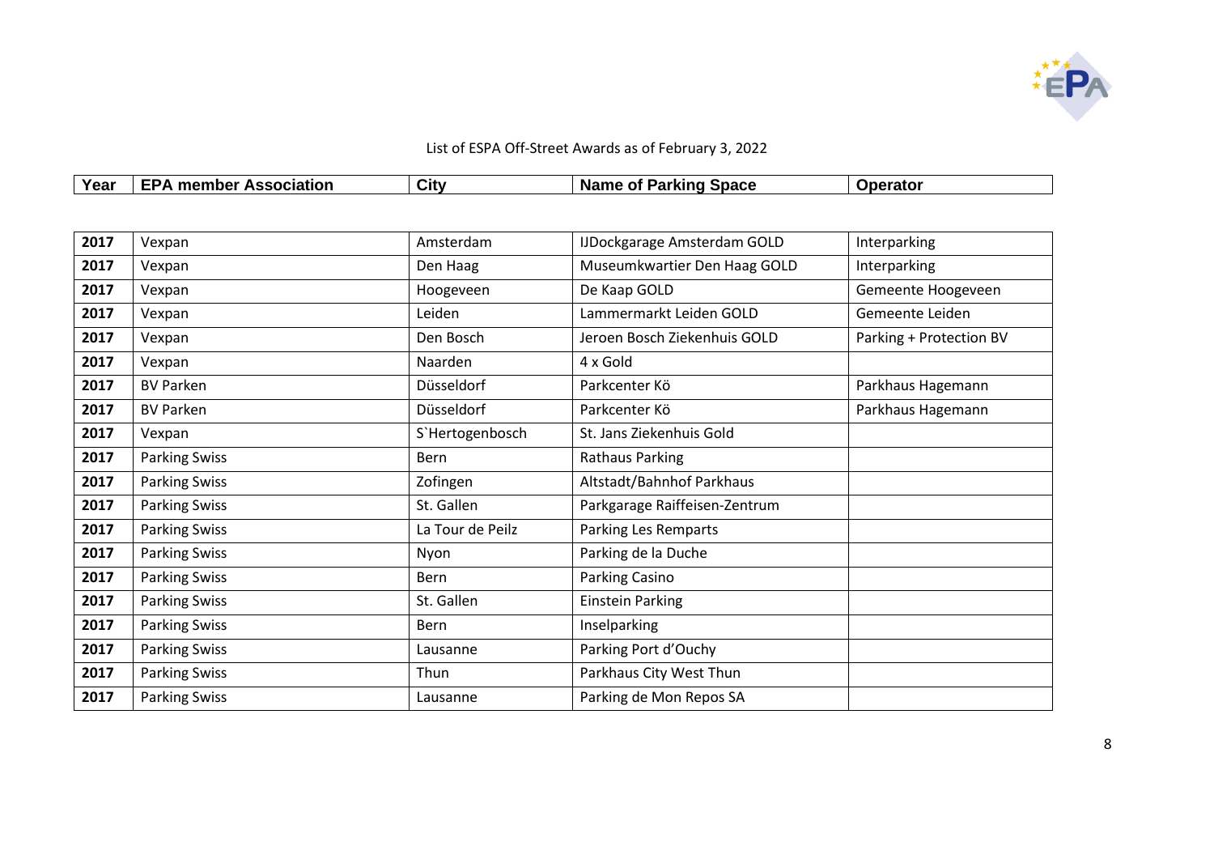List of ESPA Off-Street Awards as of February 3, 2022

| Year | EPA member Association | City | Name of Parking Space | Operator |
|---|---|---|---|---|
| 2017 | Vexpan | Amsterdam | IJDockgarage Amsterdam GOLD | Interparking |
| 2017 | Vexpan | Den Haag | Museumkwartier Den Haag GOLD | Interparking |
| 2017 | Vexpan | Hoogeveen | De Kaap GOLD | Gemeente Hoogeveen |
| 2017 | Vexpan | Leiden | Lammermarkt Leiden GOLD | Gemeente Leiden |
| 2017 | Vexpan | Den Bosch | Jeroen Bosch Ziekenhuis GOLD | Parking + Protection BV |
| 2017 | Vexpan | Naarden | 4 x Gold | |
| 2017 | BV Parken | Düsseldorf | Parkcenter Kö | Parkhaus Hagemann |
| 2017 | BV Parken | Düsseldorf | Parkcenter Kö | Parkhaus Hagemann |
| 2017 | Vexpan | S`Hertogenbosch | St. Jans Ziekenhuis Gold | |
| 2017 | Parking Swiss | Bern | Rathaus Parking | |
| 2017 | Parking Swiss | Zofingen | Altstadt/Bahnhof Parkhaus | |
| 2017 | Parking Swiss | St. Gallen | Parkgarage Raiffeisen-Zentrum | |
| 2017 | Parking Swiss | La Tour de Peilz | Parking Les Remparts | |
| 2017 | Parking Swiss | Nyon | Parking de la Duche | |
| 2017 | Parking Swiss | Bern | Parking Casino | |
| 2017 | Parking Swiss | St. Gallen | Einstein Parking | |
| 2017 | Parking Swiss | Bern | Inselparking | |
| 2017 | Parking Swiss | Lausanne | Parking Port d'Ouchy | |
| 2017 | Parking Swiss | Thun | Parkhaus City West Thun | |
| 2017 | Parking Swiss | Lausanne | Parking de Mon Repos SA | |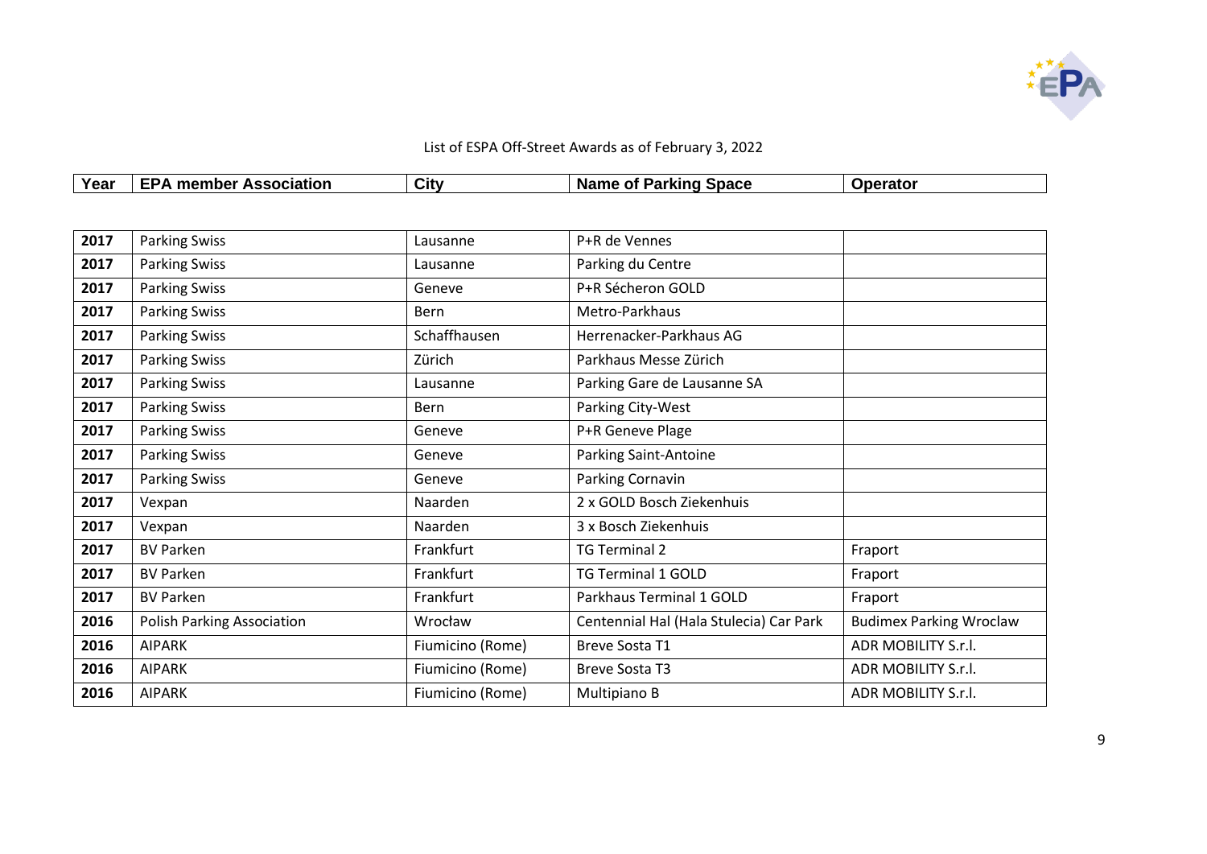List of ESPA Off-Street Awards as of February 3, 2022

| Year | EPA member Association | City | Name of Parking Space | Operator |
|---|---|---|---|---|
| 2017 | Parking Swiss | Lausanne | P+R de Vennes | |
| 2017 | Parking Swiss | Lausanne | Parking du Centre | |
| 2017 | Parking Swiss | Geneve | P+R Sécheron GOLD | |
| 2017 | Parking Swiss | Bern | Metro-Parkhaus | |
| 2017 | Parking Swiss | Schaffhausen | Herrenacker-Parkhaus AG | |
| 2017 | Parking Swiss | Zürich | Parkhaus Messe Zürich | |
| 2017 | Parking Swiss | Lausanne | Parking Gare de Lausanne SA | |
| 2017 | Parking Swiss | Bern | Parking City-West | |
| 2017 | Parking Swiss | Geneve | P+R Geneve Plage | |
| 2017 | Parking Swiss | Geneve | Parking Saint-Antoine | |
| 2017 | Parking Swiss | Geneve | Parking Cornavin | |
| 2017 | Vexpan | Naarden | 2 x GOLD Bosch Ziekenhuis | |
| 2017 | Vexpan | Naarden | 3 x Bosch Ziekenhuis | |
| 2017 | BV Parken | Frankfurt | TG Terminal 2 | Fraport |
| 2017 | BV Parken | Frankfurt | TG Terminal 1 GOLD | Fraport |
| 2017 | BV Parken | Frankfurt | Parkhaus Terminal 1 GOLD | Fraport |
| 2016 | Polish Parking Association | Wrocław | Centennial Hal (Hala Stulecia) Car Park | Budimex Parking Wroclaw |
| 2016 | AIPARK | Fiumicino (Rome) | Breve Sosta T1 | ADR MOBILITY S.r.l. |
| 2016 | AIPARK | Fiumicino (Rome) | Breve Sosta T3 | ADR MOBILITY S.r.l. |
| 2016 | AIPARK | Fiumicino (Rome) | Multipiano B | ADR MOBILITY S.r.l. |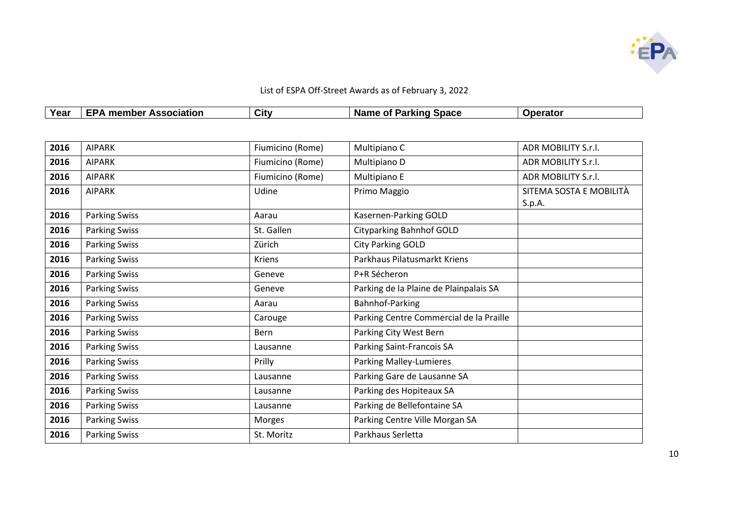List of ESPA Off-Street Awards as of February 3, 2022

| Year | EPA member Association | City | Name of Parking Space | Operator |
|---|---|---|---|---|
| 2016 | AIPARK | Fiumicino (Rome) | Multipiano C | ADR MOBILITY S.r.l. |
| 2016 | AIPARK | Fiumicino (Rome) | Multipiano D | ADR MOBILITY S.r.l. |
| 2016 | AIPARK | Fiumicino (Rome) | Multipiano E | ADR MOBILITY S.r.l. |
| 2016 | AIPARK | Udine | Primo Maggio | SITEMA SOSTA E MOBILITÀ S.p.A. |
| 2016 | Parking Swiss | Aarau | Kasernen-Parking GOLD | |
| 2016 | Parking Swiss | St. Gallen | Cityparking Bahnhof GOLD | |
| 2016 | Parking Swiss | Zürich | City Parking GOLD | |
| 2016 | Parking Swiss | Kriens | Parkhaus Pilatusmarkt Kriens | |
| 2016 | Parking Swiss | Geneve | P+R Sécheron | |
| 2016 | Parking Swiss | Geneve | Parking de la Plaine de Plainpalais SA | |
| 2016 | Parking Swiss | Aarau | Bahnhof-Parking | |
| 2016 | Parking Swiss | Carouge | Parking Centre Commercial de la Praille | |
| 2016 | Parking Swiss | Bern | Parking City West Bern | |
| 2016 | Parking Swiss | Lausanne | Parking Saint-Francois SA | |
| 2016 | Parking Swiss | Prilly | Parking Malley-Lumieres | |
| 2016 | Parking Swiss | Lausanne | Parking Gare de Lausanne SA | |
| 2016 | Parking Swiss | Lausanne | Parking des Hopiteaux SA | |
| 2016 | Parking Swiss | Lausanne | Parking de Bellefontaine SA | |
| 2016 | Parking Swiss | Morges | Parking Centre Ville Morgan SA | |
| 2016 | Parking Swiss | St. Moritz | Parkhaus Serletta | |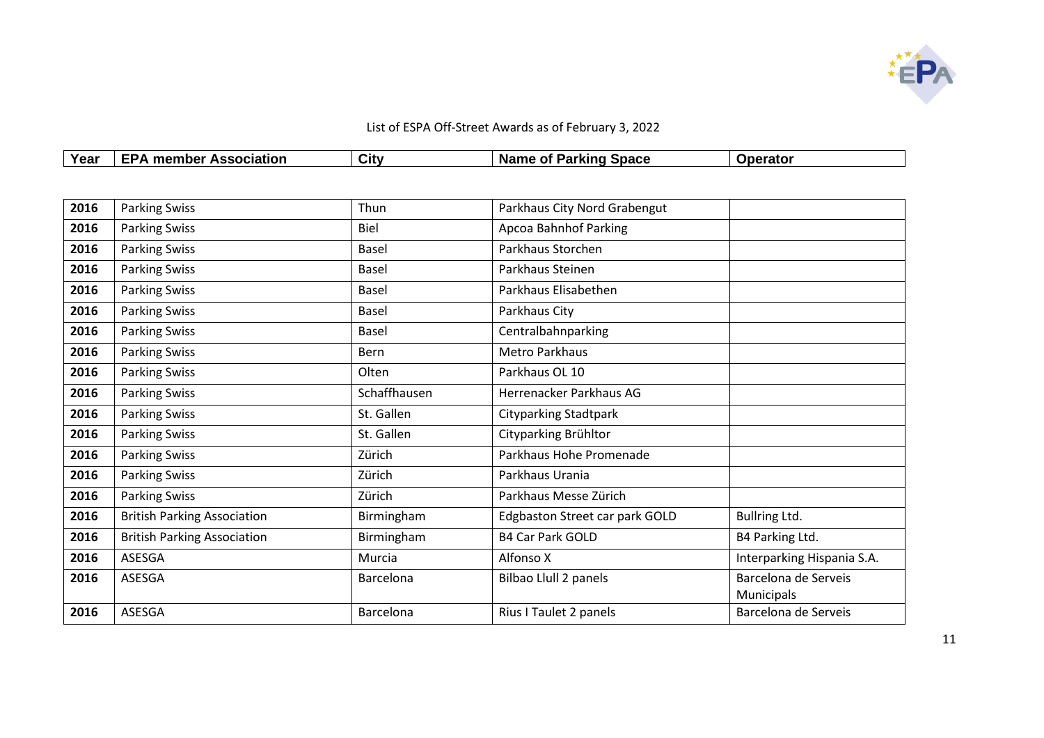List of ESPA Off-Street Awards as of February 3, 2022

| Year | EPA member Association | City | Name of Parking Space | Operator |
|---|---|---|---|---|
| 2016 | Parking Swiss | Thun | Parkhaus City Nord Grabengut | |
| 2016 | Parking Swiss | Biel | Apcoa Bahnhof Parking | |
| 2016 | Parking Swiss | Basel | Parkhaus Storchen | |
| 2016 | Parking Swiss | Basel | Parkhaus Steinen | |
| 2016 | Parking Swiss | Basel | Parkhaus Elisabethen | |
| 2016 | Parking Swiss | Basel | Parkhaus City | |
| 2016 | Parking Swiss | Basel | Centralbahnparking | |
| 2016 | Parking Swiss | Bern | Metro Parkhaus | |
| 2016 | Parking Swiss | Olten | Parkhaus OL 10 | |
| 2016 | Parking Swiss | Schaffhausen | Herrenacker Parkhaus AG | |
| 2016 | Parking Swiss | St. Gallen | Cityparking Stadtpark | |
| 2016 | Parking Swiss | St. Gallen | Cityparking Brühltor | |
| 2016 | Parking Swiss | Zürich | Parkhaus Hohe Promenade | |
| 2016 | Parking Swiss | Zürich | Parkhaus Urania | |
| 2016 | Parking Swiss | Zürich | Parkhaus Messe Zürich | |
| 2016 | British Parking Association | Birmingham | Edgbaston Street car park GOLD | Bullring Ltd. |
| 2016 | British Parking Association | Birmingham | B4 Car Park GOLD | B4 Parking Ltd. |
| 2016 | ASESGA | Murcia | Alfonso X | Interparking Hispania S.A. |
| 2016 | ASESGA | Barcelona | Bilbao Llull 2 panels | Barcelona de Serveis Municipals |
| 2016 | ASESGA | Barcelona | Rius I Taulet 2 panels | Barcelona de Serveis |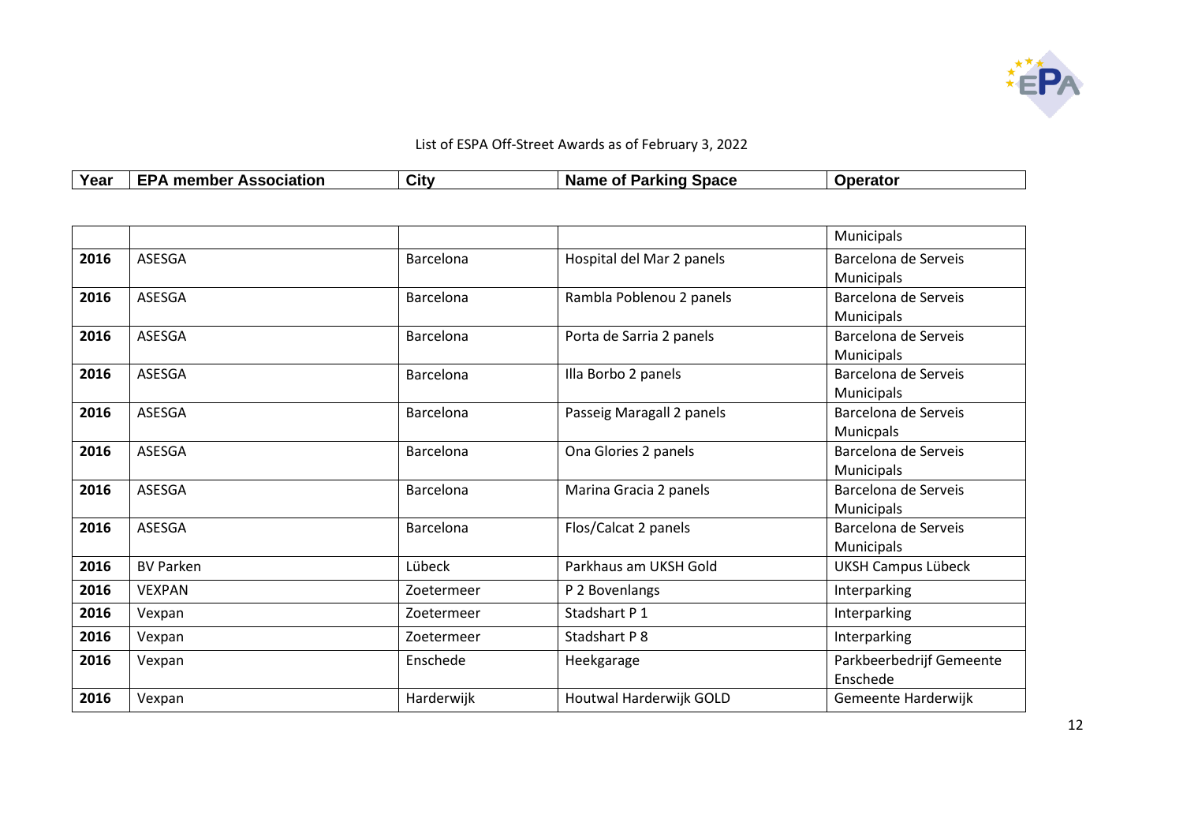List of ESPA Off-Street Awards as of February 3, 2022

| Year | EPA member Association | City | Name of Parking Space | Operator |
|---|---|---|---|---|
| | | | | Municipals |
| 2016 | ASESGA | Barcelona | Hospital del Mar 2 panels | Barcelona de Serveis Municipals |
| 2016 | ASESGA | Barcelona | Rambla Poblenou 2 panels | Barcelona de Serveis Municipals |
| 2016 | ASESGA | Barcelona | Porta de Sarria 2 panels | Barcelona de Serveis Municipals |
| 2016 | ASESGA | Barcelona | Illa Borbo 2 panels | Barcelona de Serveis Municipals |
| 2016 | ASESGA | Barcelona | Passeig Maragall 2 panels | Barcelona de Serveis Municpals |
| 2016 | ASESGA | Barcelona | Ona Glories 2 panels | Barcelona de Serveis Municipals |
| 2016 | ASESGA | Barcelona | Marina Gracia 2 panels | Barcelona de Serveis Municipals |
| 2016 | ASESGA | Barcelona | Flos/Calcat 2 panels | Barcelona de Serveis Municipals |
| 2016 | BV Parken | Lübeck | Parkhaus am UKSH Gold | UKSH Campus Lübeck |
| 2016 | VEXPAN | Zoetermeer | P 2 Bovenlangs | Interparking |
| 2016 | Vexpan | Zoetermeer | Stadshart P 1 | Interparking |
| 2016 | Vexpan | Zoetermeer | Stadshart P 8 | Interparking |
| 2016 | Vexpan | Enschede | Heekgarage | Parkbeerbedrijf Gemeente Enschede |
| 2016 | Vexpan | Harderwijk | Houtwal Harderwijk GOLD | Gemeente Harderwijk |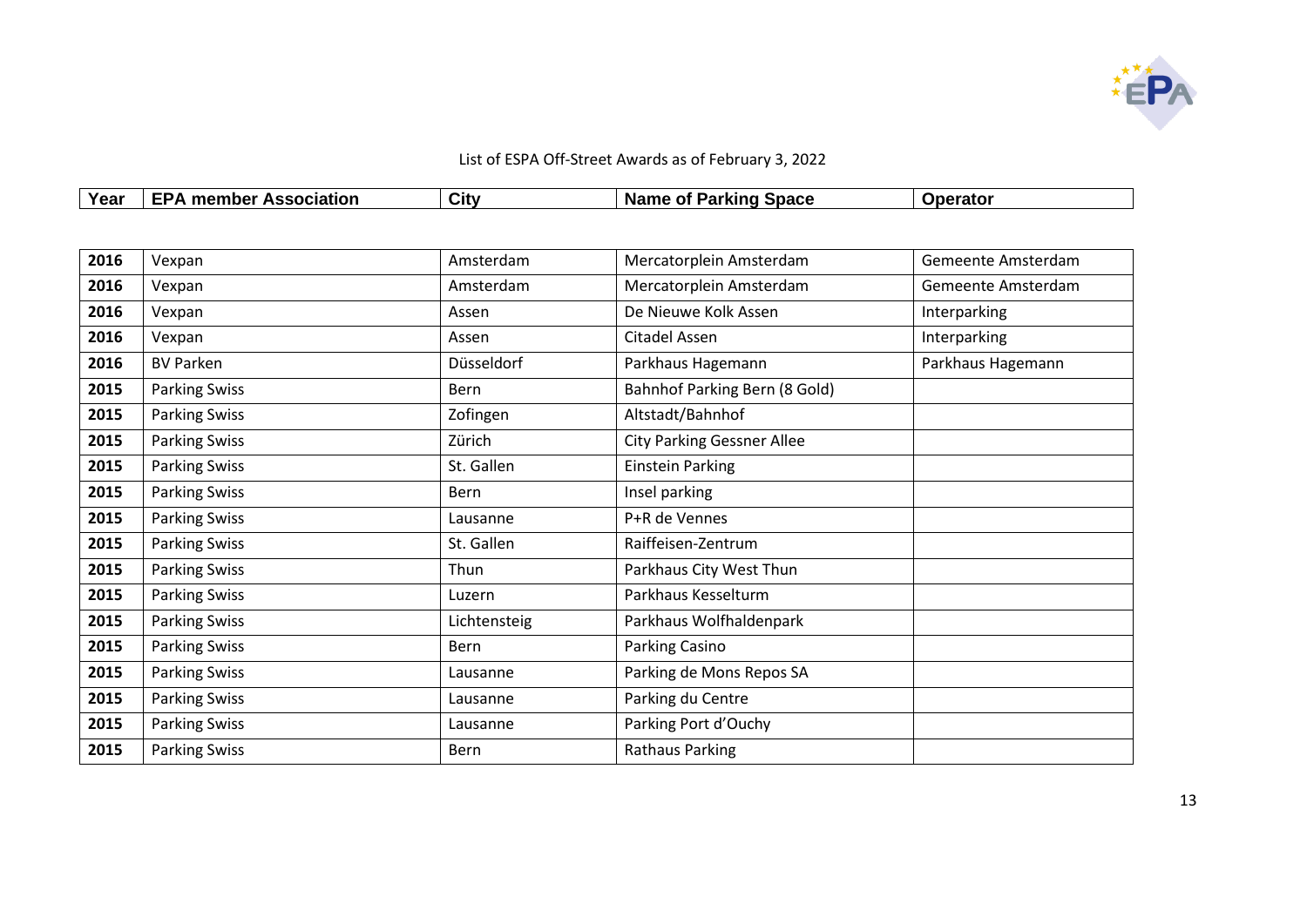List of ESPA Off-Street Awards as of February 3, 2022

| Year | EPA member Association | City | Name of Parking Space | Operator |
|---|---|---|---|---|
| 2016 | Vexpan | Amsterdam | Mercatorplein Amsterdam | Gemeente Amsterdam |
| 2016 | Vexpan | Amsterdam | Mercatorplein Amsterdam | Gemeente Amsterdam |
| 2016 | Vexpan | Assen | De Nieuwe Kolk Assen | Interparking |
| 2016 | Vexpan | Assen | Citadel Assen | Interparking |
| 2016 | BV Parken | Düsseldorf | Parkhaus Hagemann | Parkhaus Hagemann |
| 2015 | Parking Swiss | Bern | Bahnhof Parking Bern (8 Gold) | |
| 2015 | Parking Swiss | Zofingen | Altstadt/Bahnhof | |
| 2015 | Parking Swiss | Zürich | City Parking Gessner Allee | |
| 2015 | Parking Swiss | St. Gallen | Einstein Parking | |
| 2015 | Parking Swiss | Bern | Insel parking | |
| 2015 | Parking Swiss | Lausanne | P+R de Vennes | |
| 2015 | Parking Swiss | St. Gallen | Raiffeisen-Zentrum | |
| 2015 | Parking Swiss | Thun | Parkhaus City West Thun | |
| 2015 | Parking Swiss | Luzern | Parkhaus Kesselturm | |
| 2015 | Parking Swiss | Lichtensteig | Parkhaus Wolfhaldenpark | |
| 2015 | Parking Swiss | Bern | Parking Casino | |
| 2015 | Parking Swiss | Lausanne | Parking de Mons Repos SA | |
| 2015 | Parking Swiss | Lausanne | Parking du Centre | |
| 2015 | Parking Swiss | Lausanne | Parking Port d'Ouchy | |
| 2015 | Parking Swiss | Bern | Rathaus Parking | |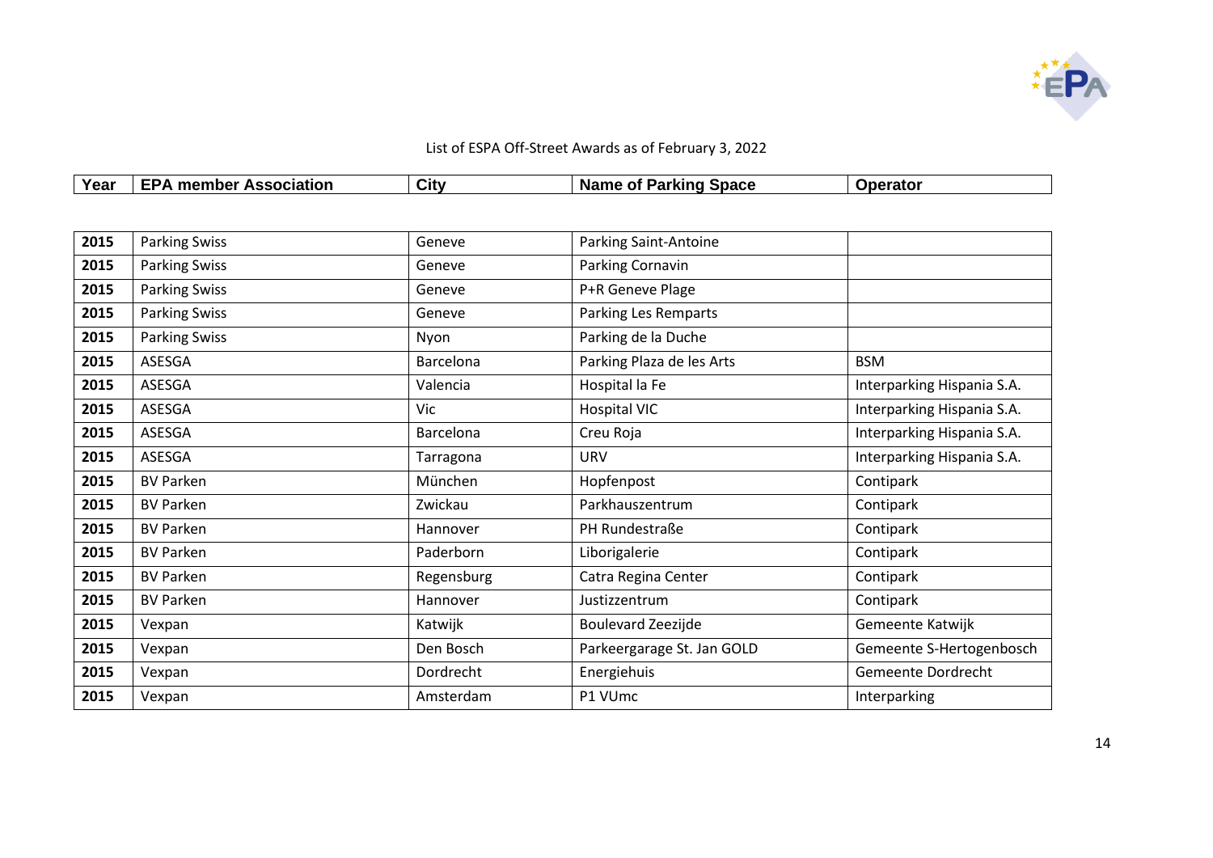List of ESPA Off-Street Awards as of February 3, 2022

| Year | EPA member Association | City | Name of Parking Space | Operator |
|---|---|---|---|---|
| 2015 | Parking Swiss | Geneve | Parking Saint-Antoine | |
| 2015 | Parking Swiss | Geneve | Parking Cornavin | |
| 2015 | Parking Swiss | Geneve | P+R Geneve Plage | |
| 2015 | Parking Swiss | Geneve | Parking Les Remparts | |
| 2015 | Parking Swiss | Nyon | Parking de la Duche | |
| 2015 | ASESGA | Barcelona | Parking Plaza de les Arts | BSM |
| 2015 | ASESGA | Valencia | Hospital la Fe | Interparking Hispania S.A. |
| 2015 | ASESGA | Vic | Hospital VIC | Interparking Hispania S.A. |
| 2015 | ASESGA | Barcelona | Creu Roja | Interparking Hispania S.A. |
| 2015 | ASESGA | Tarragona | URV | Interparking Hispania S.A. |
| 2015 | BV Parken | München | Hopfenpost | Contipark |
| 2015 | BV Parken | Zwickau | Parkhauszentrum | Contipark |
| 2015 | BV Parken | Hannover | PH Rundestraße | Contipark |
| 2015 | BV Parken | Paderborn | Liborigalerie | Contipark |
| 2015 | BV Parken | Regensburg | Catra Regina Center | Contipark |
| 2015 | BV Parken | Hannover | Justizzentrum | Contipark |
| 2015 | Vexpan | Katwijk | Boulevard Zeezijde | Gemeente Katwijk |
| 2015 | Vexpan | Den Bosch | Parkeergarage St. Jan GOLD | Gemeente S-Hertogenbosch |
| 2015 | Vexpan | Dordrecht | Energiehuis | Gemeente Dordrecht |
| 2015 | Vexpan | Amsterdam | P1 VUmc | Interparking |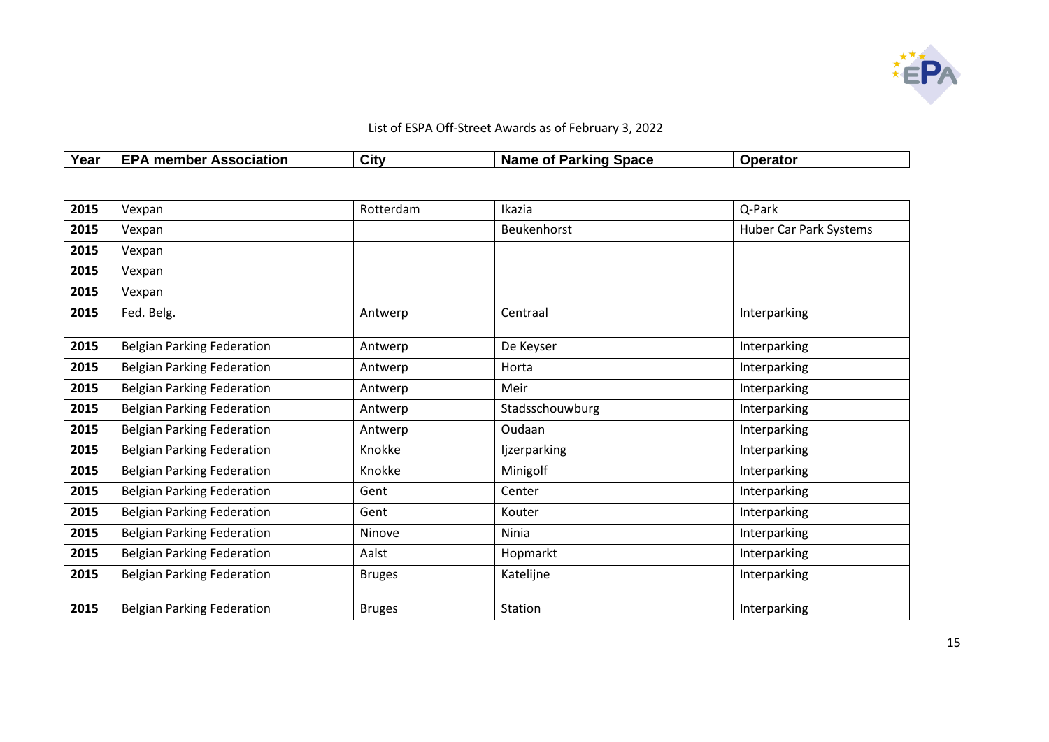List of ESPA Off-Street Awards as of February 3, 2022

| Year | EPA member Association | City | Name of Parking Space | Operator |
|---|---|---|---|---|
| 2015 | Vexpan | Rotterdam | Ikazia | Q-Park |
| 2015 | Vexpan | | Beukenhorst | Huber Car Park Systems |
| 2015 | Vexpan | | | |
| 2015 | Vexpan | | | |
| 2015 | Vexpan | | | |
| 2015 | Fed. Belg. | Antwerp | Centraal | Interparking |
| 2015 | Belgian Parking Federation | Antwerp | De Keyser | Interparking |
| 2015 | Belgian Parking Federation | Antwerp | Horta | Interparking |
| 2015 | Belgian Parking Federation | Antwerp | Meir | Interparking |
| 2015 | Belgian Parking Federation | Antwerp | Stadsschouwburg | Interparking |
| 2015 | Belgian Parking Federation | Antwerp | Oudaan | Interparking |
| 2015 | Belgian Parking Federation | Knokke | Ijzerparking | Interparking |
| 2015 | Belgian Parking Federation | Knokke | Minigolf | Interparking |
| 2015 | Belgian Parking Federation | Gent | Center | Interparking |
| 2015 | Belgian Parking Federation | Gent | Kouter | Interparking |
| 2015 | Belgian Parking Federation | Ninove | Ninia | Interparking |
| 2015 | Belgian Parking Federation | Aalst | Hopmarkt | Interparking |
| 2015 | Belgian Parking Federation | Bruges | Katelijne | Interparking |
| 2015 | Belgian Parking Federation | Bruges | Station | Interparking |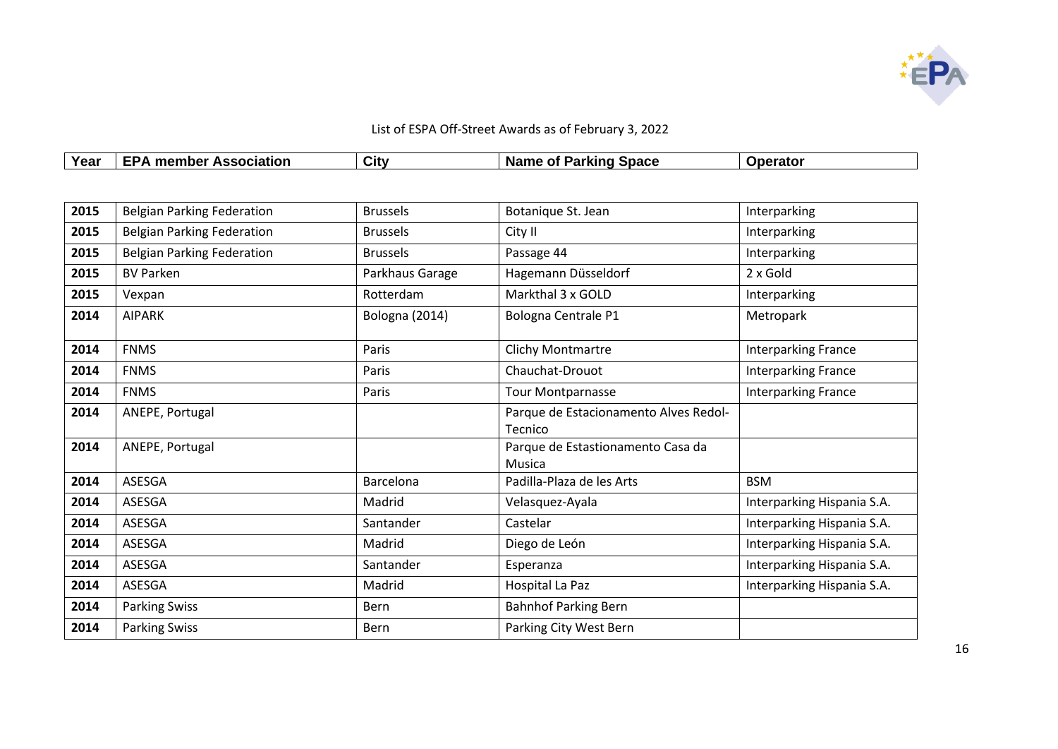List of ESPA Off-Street Awards as of February 3, 2022

| Year | EPA member Association | City | Name of Parking Space | Operator |
|---|---|---|---|---|
| 2015 | Belgian Parking Federation | Brussels | Botanique St. Jean | Interparking |
| 2015 | Belgian Parking Federation | Brussels | City II | Interparking |
| 2015 | Belgian Parking Federation | Brussels | Passage 44 | Interparking |
| 2015 | BV Parken | Parkhaus Garage | Hagemann Düsseldorf | 2 x Gold |
| 2015 | Vexpan | Rotterdam | Markthal 3 x GOLD | Interparking |
| 2014 | AIPARK | Bologna (2014) | Bologna Centrale P1 | Metropark |
| 2014 | FNMS | Paris | Clichy Montmartre | Interparking France |
| 2014 | FNMS | Paris | Chauchat-Drouot | Interparking France |
| 2014 | FNMS | Paris | Tour Montparnasse | Interparking France |
| 2014 | ANEPE, Portugal | | Parque de Estacionamento Alves Redol-Tecnico | |
| 2014 | ANEPE, Portugal | | Parque de Estastionamento Casa da Musica | |
| 2014 | ASESGA | Barcelona | Padilla-Plaza de les Arts | BSM |
| 2014 | ASESGA | Madrid | Velasquez-Ayala | Interparking Hispania S.A. |
| 2014 | ASESGA | Santander | Castelar | Interparking Hispania S.A. |
| 2014 | ASESGA | Madrid | Diego de León | Interparking Hispania S.A. |
| 2014 | ASESGA | Santander | Esperanza | Interparking Hispania S.A. |
| 2014 | ASESGA | Madrid | Hospital La Paz | Interparking Hispania S.A. |
| 2014 | Parking Swiss | Bern | Bahnhof Parking Bern | |
| 2014 | Parking Swiss | Bern | Parking City West Bern | |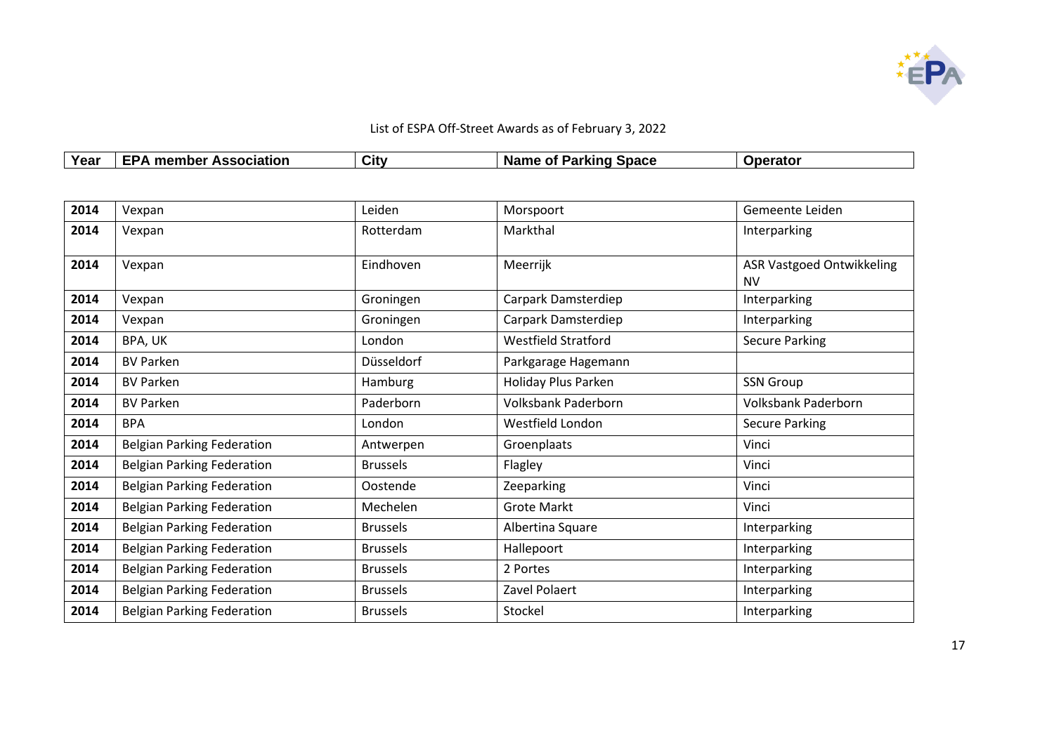List of ESPA Off-Street Awards as of February 3, 2022

| Year | EPA member Association | City | Name of Parking Space | Operator |
|---|---|---|---|---|
| **2014** | Vexpan | Leiden | Morspoort | Gemeente Leiden |
| **2014** | Vexpan | Rotterdam | Markthal | Interparking |
| **2014** | Vexpan | Eindhoven | Meerrijk | ASR Vastgoed Ontwikkeling NV |
| **2014** | Vexpan | Groningen | Carpark Damsterdiep | Interparking |
| **2014** | Vexpan | Groningen | Carpark Damsterdiep | Interparking |
| **2014** | BPA, UK | London | Westfield Stratford | Secure Parking |
| **2014** | BV Parken | Düsseldorf | Parkgarage Hagemann | |
| **2014** | BV Parken | Hamburg | Holiday Plus Parken | SSN Group |
| **2014** | BV Parken | Paderborn | Volksbank Paderborn | Volksbank Paderborn |
| **2014** | BPA | London | Westfield London | Secure Parking |
| **2014** | Belgian Parking Federation | Antwerpen | Groenplaats | Vinci |
| **2014** | Belgian Parking Federation | Brussels | Flagley | Vinci |
| **2014** | Belgian Parking Federation | Oostende | Zeeparking | Vinci |
| **2014** | Belgian Parking Federation | Mechelen | Grote Markt | Vinci |
| **2014** | Belgian Parking Federation | Brussels | Albertina Square | Interparking |
| **2014** | Belgian Parking Federation | Brussels | Hallepoort | Interparking |
| **2014** | Belgian Parking Federation | Brussels | 2 Portes | Interparking |
| **2014** | Belgian Parking Federation | Brussels | Zavel Polaert | Interparking |
| **2014** | Belgian Parking Federation | Brussels | Stockel | Interparking |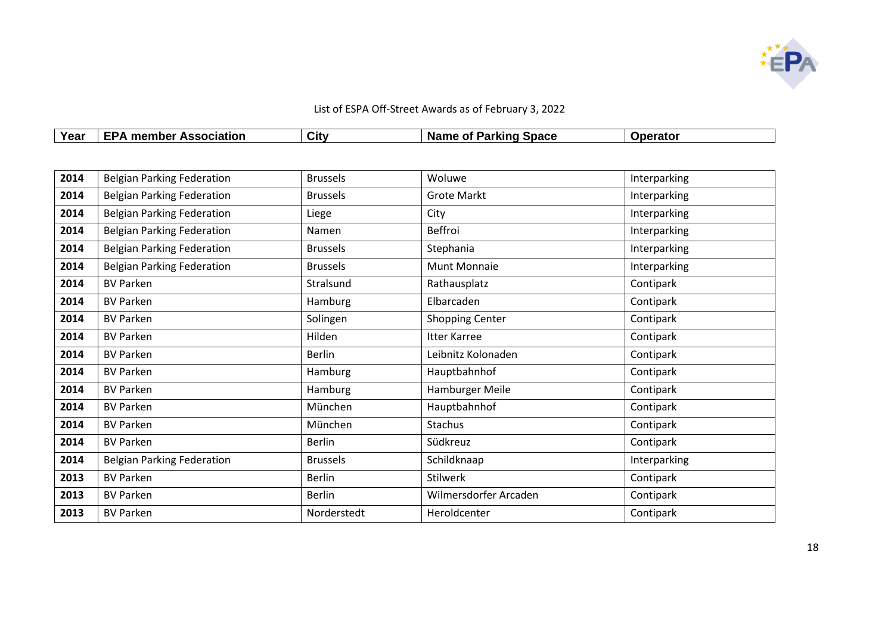List of ESPA Off-Street Awards as of February 3, 2022

| Year | EPA member Association | City | Name of Parking Space | Operator |
|---|---|---|---|---|
| 2014 | Belgian Parking Federation | Brussels | Woluwe | Interparking |
| 2014 | Belgian Parking Federation | Brussels | Grote Markt | Interparking |
| 2014 | Belgian Parking Federation | Liege | City | Interparking |
| 2014 | Belgian Parking Federation | Namen | Beffroi | Interparking |
| 2014 | Belgian Parking Federation | Brussels | Stephania | Interparking |
| 2014 | Belgian Parking Federation | Brussels | Munt Monnaie | Interparking |
| 2014 | BV Parken | Stralsund | Rathausplatz | Contipark |
| 2014 | BV Parken | Hamburg | Elbarcaden | Contipark |
| 2014 | BV Parken | Solingen | Shopping Center | Contipark |
| 2014 | BV Parken | Hilden | Itter Karree | Contipark |
| 2014 | BV Parken | Berlin | Leibnitz Kolonaden | Contipark |
| 2014 | BV Parken | Hamburg | Hauptbahnhof | Contipark |
| 2014 | BV Parken | Hamburg | Hamburger Meile | Contipark |
| 2014 | BV Parken | München | Hauptbahnhof | Contipark |
| 2014 | BV Parken | München | Stachus | Contipark |
| 2014 | BV Parken | Berlin | Südkreuz | Contipark |
| 2014 | Belgian Parking Federation | Brussels | Schildknaap | Interparking |
| 2013 | BV Parken | Berlin | Stilwerk | Contipark |
| 2013 | BV Parken | Berlin | Wilmersdorfer Arcaden | Contipark |
| 2013 | BV Parken | Norderstedt | Heroldcenter | Contipark |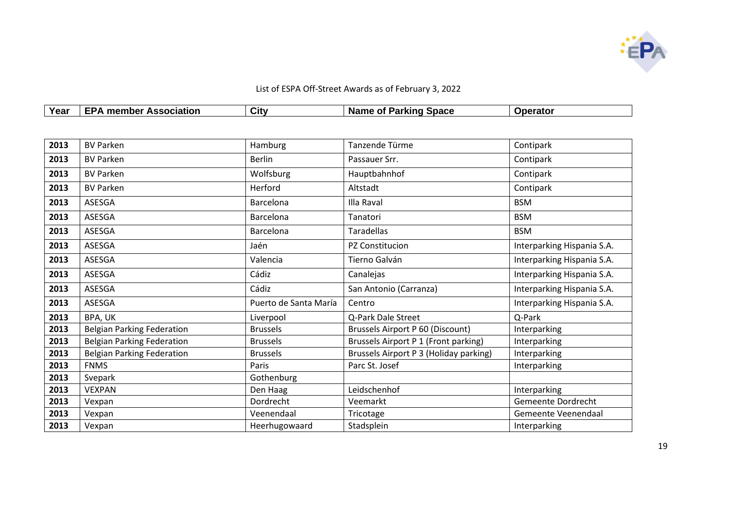List of ESPA Off-Street Awards as of February 3, 2022

| Year | EPA member Association | City | Name of Parking Space | Operator |
|---|---|---|---|---|
| 2013 | BV Parken | Hamburg | Tanzende Türme | Contipark |
| 2013 | BV Parken | Berlin | Passauer Srr. | Contipark |
| 2013 | BV Parken | Wolfsburg | Hauptbahnhof | Contipark |
| 2013 | BV Parken | Herford | Altstadt | Contipark |
| 2013 | ASESGA | Barcelona | Illa Raval | BSM |
| 2013 | ASESGA | Barcelona | Tanatori | BSM |
| 2013 | ASESGA | Barcelona | Taradellas | BSM |
| 2013 | ASESGA | Jaén | PZ Constitucion | Interparking Hispania S.A. |
| 2013 | ASESGA | Valencia | Tierno Galván | Interparking Hispania S.A. |
| 2013 | ASESGA | Cádiz | Canalejas | Interparking Hispania S.A. |
| 2013 | ASESGA | Cádiz | San Antonio (Carranza) | Interparking Hispania S.A. |
| 2013 | ASESGA | Puerto de Santa María | Centro | Interparking Hispania S.A. |
| 2013 | BPA, UK | Liverpool | Q-Park Dale Street | Q-Park |
| 2013 | Belgian Parking Federation | Brussels | Brussels Airport P 60 (Discount) | Interparking |
| 2013 | Belgian Parking Federation | Brussels | Brussels Airport P 1 (Front parking) | Interparking |
| 2013 | Belgian Parking Federation | Brussels | Brussels Airport P 3 (Holiday parking) | Interparking |
| 2013 | FNMS | Paris | Parc St. Josef | Interparking |
| 2013 | Svepark | Gothenburg | | |
| 2013 | VEXPAN | Den Haag | Leidschenhof | Interparking |
| 2013 | Vexpan | Dordrecht | Veemarkt | Gemeente Dordrecht |
| 2013 | Vexpan | Veenendaal | Tricotage | Gemeente Veenendaal |
| 2013 | Vexpan | Heerhugowaard | Stadsplein | Interparking |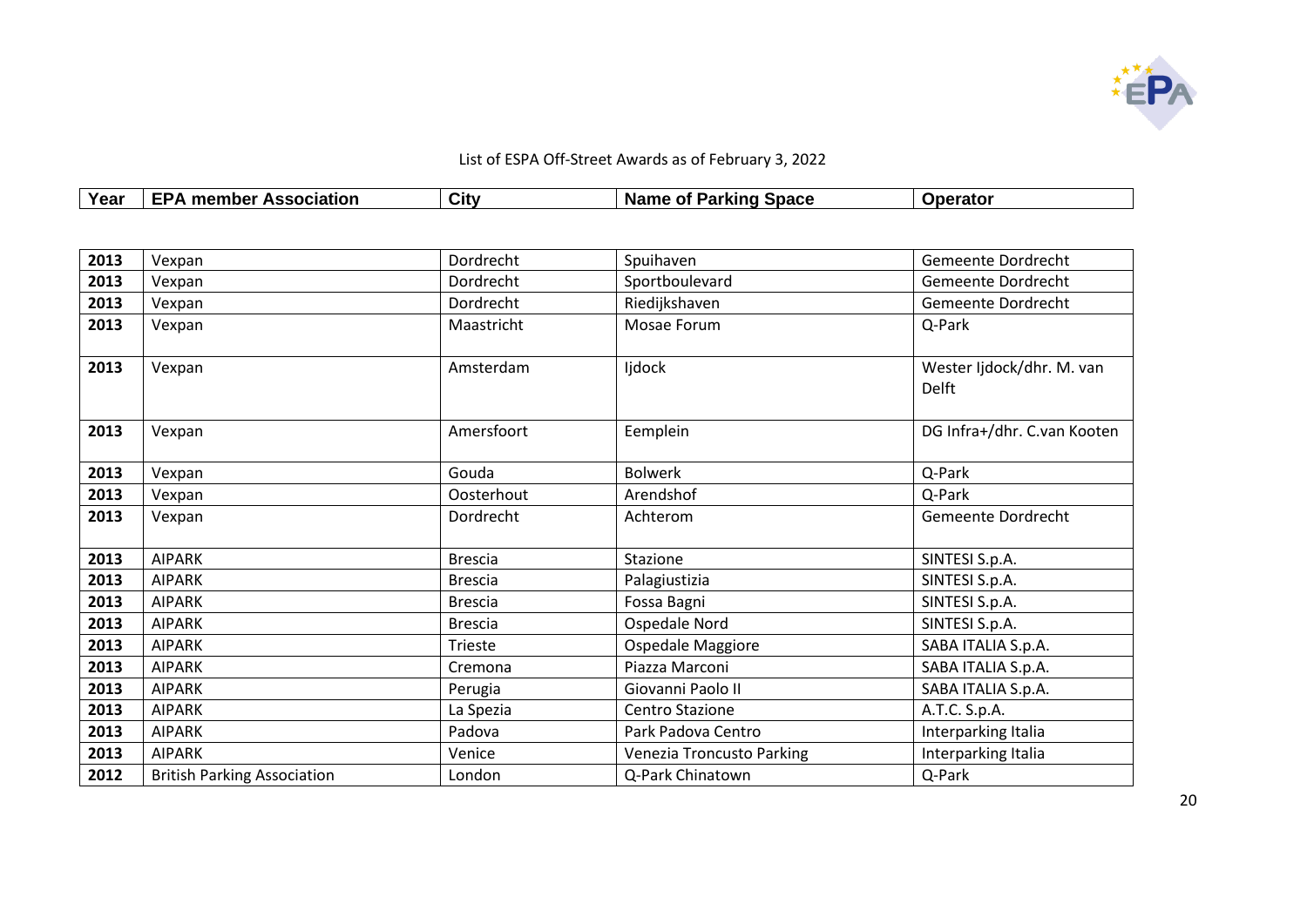List of ESPA Off-Street Awards as of February 3, 2022

| Year | EPA member Association | City | Name of Parking Space | Operator |
|---|---|---|---|---|
| 2013 | Vexpan | Dordrecht | Spuihaven | Gemeente Dordrecht |
| 2013 | Vexpan | Dordrecht | Sportboulevard | Gemeente Dordrecht |
| 2013 | Vexpan | Dordrecht | Riedijkshaven | Gemeente Dordrecht |
| 2013 | Vexpan | Maastricht | Mosae Forum | Q-Park |
| 2013 | Vexpan | Amsterdam | Ijdock | Wester Ijdock/dhr. M. van Delft |
| 2013 | Vexpan | Amersfoort | Eemplein | DG Infra+/dhr. C.van Kooten |
| 2013 | Vexpan | Gouda | Bolwerk | Q-Park |
| 2013 | Vexpan | Oosterhout | Arendshof | Q-Park |
| 2013 | Vexpan | Dordrecht | Achterom | Gemeente Dordrecht |
| 2013 | AIPARK | Brescia | Stazione | SINTESI S.p.A. |
| 2013 | AIPARK | Brescia | Palagiustizia | SINTESI S.p.A. |
| 2013 | AIPARK | Brescia | Fossa Bagni | SINTESI S.p.A. |
| 2013 | AIPARK | Brescia | Ospedale Nord | SINTESI S.p.A. |
| 2013 | AIPARK | Trieste | Ospedale Maggiore | SABA ITALIA S.p.A. |
| 2013 | AIPARK | Cremona | Piazza Marconi | SABA ITALIA S.p.A. |
| 2013 | AIPARK | Perugia | Giovanni Paolo II | SABA ITALIA S.p.A. |
| 2013 | AIPARK | La Spezia | Centro Stazione | A.T.C. S.p.A. |
| 2013 | AIPARK | Padova | Park Padova Centro | Interparking Italia |
| 2013 | AIPARK | Venice | Venezia Troncusto Parking | Interparking Italia |
| 2012 | British Parking Association | London | Q-Park Chinatown | Q-Park |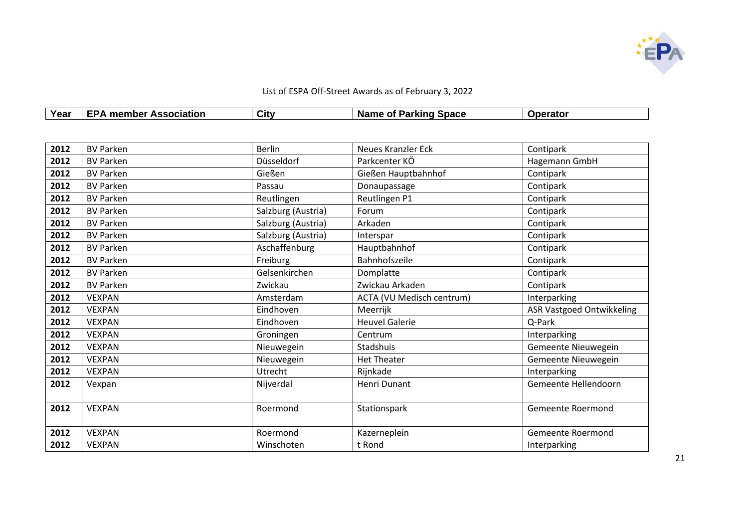List of ESPA Off-Street Awards as of February 3, 2022

| Year | EPA member Association | City | Name of Parking Space | Operator |
|---|---|---|---|---|
| 2012 | BV Parken | Berlin | Neues Kranzler Eck | Contipark |
| 2012 | BV Parken | Düsseldorf | Parkcenter KÖ | Hagemann GmbH |
| 2012 | BV Parken | Gießen | Gießen Hauptbahnhof | Contipark |
| 2012 | BV Parken | Passau | Donaupassage | Contipark |
| 2012 | BV Parken | Reutlingen | Reutlingen P1 | Contipark |
| 2012 | BV Parken | Salzburg (Austria) | Forum | Contipark |
| 2012 | BV Parken | Salzburg (Austria) | Arkaden | Contipark |
| 2012 | BV Parken | Salzburg (Austria) | Interspar | Contipark |
| 2012 | BV Parken | Aschaffenburg | Hauptbahnhof | Contipark |
| 2012 | BV Parken | Freiburg | Bahnhofszeile | Contipark |
| 2012 | BV Parken | Gelsenkirchen | Domplatte | Contipark |
| 2012 | BV Parken | Zwickau | Zwickau Arkaden | Contipark |
| 2012 | VEXPAN | Amsterdam | ACTA (VU Medisch centrum) | Interparking |
| 2012 | VEXPAN | Eindhoven | Meerrijk | ASR Vastgoed Ontwikkeling |
| 2012 | VEXPAN | Eindhoven | Heuvel Galerie | Q-Park |
| 2012 | VEXPAN | Groningen | Centrum | Interparking |
| 2012 | VEXPAN | Nieuwegein | Stadshuis | Gemeente Nieuwegein |
| 2012 | VEXPAN | Nieuwegein | Het Theater | Gemeente Nieuwegein |
| 2012 | VEXPAN | Utrecht | Rijnkade | Interparking |
| 2012 | Vexpan | Nijverdal | Henri Dunant | Gemeente Hellendoorn |
| 2012 | VEXPAN | Roermond | Stationspark | Gemeente Roermond |
| 2012 | VEXPAN | Roermond | Kazerneplein | Gemeente Roermond |
| 2012 | VEXPAN | Winschoten | t Rond | Interparking |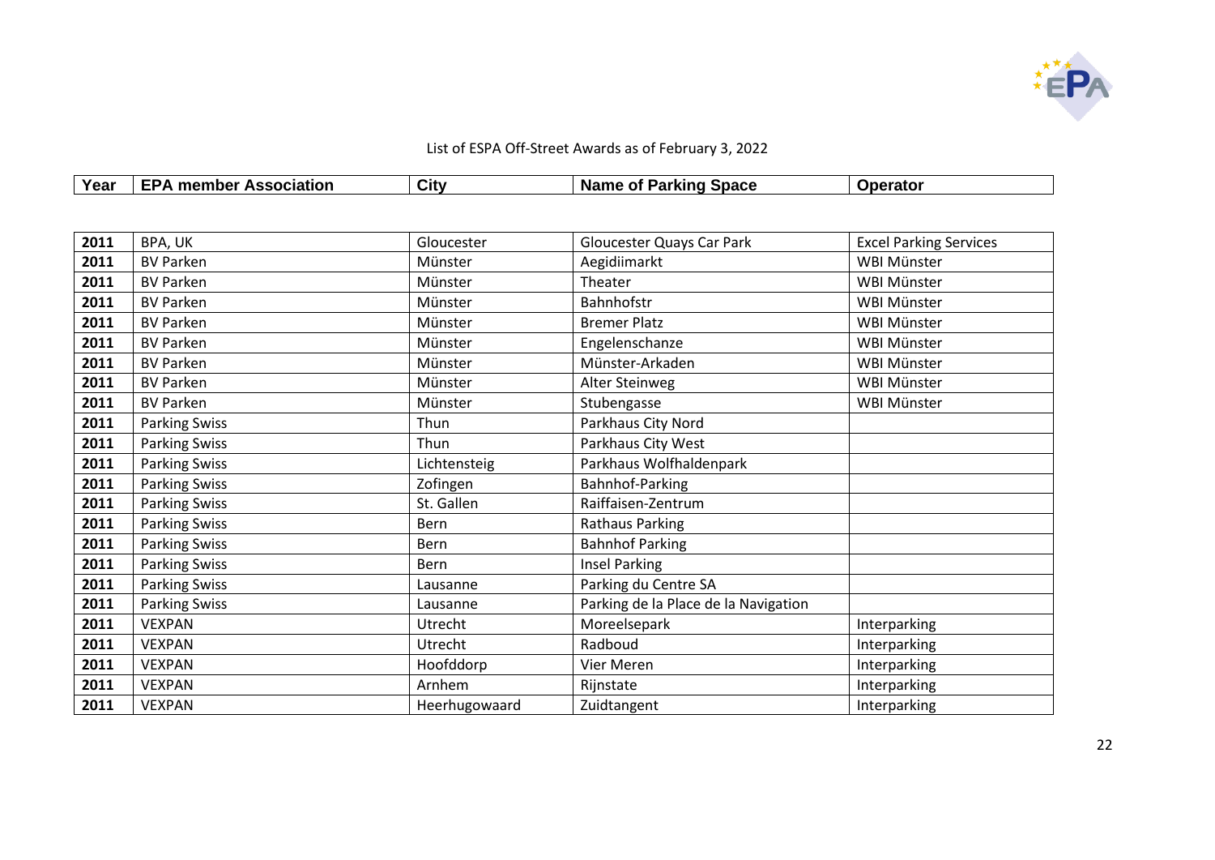List of ESPA Off-Street Awards as of February 3, 2022

| Year | EPA member Association | City | Name of Parking Space | Operator |
|---|---|---|---|---|
| **2011** | BPA, UK | Gloucester | Gloucester Quays Car Park | Excel Parking Services |
| **2011** | BV Parken | Münster | Aegidiimarkt | WBI Münster |
| **2011** | BV Parken | Münster | Theater | WBI Münster |
| **2011** | BV Parken | Münster | Bahnhofstr | WBI Münster |
| **2011** | BV Parken | Münster | Bremer Platz | WBI Münster |
| **2011** | BV Parken | Münster | Engelenschanze | WBI Münster |
| **2011** | BV Parken | Münster | Münster-Arkaden | WBI Münster |
| **2011** | BV Parken | Münster | Alter Steinweg | WBI Münster |
| **2011** | BV Parken | Münster | Stubengasse | WBI Münster |
| **2011** | Parking Swiss | Thun | Parkhaus City Nord | |
| **2011** | Parking Swiss | Thun | Parkhaus City West | |
| **2011** | Parking Swiss | Lichtensteig | Parkhaus Wolfhaldenpark | |
| **2011** | Parking Swiss | Zofingen | Bahnhof-Parking | |
| **2011** | Parking Swiss | St. Gallen | Raiffaisen-Zentrum | |
| **2011** | Parking Swiss | Bern | Rathaus Parking | |
| **2011** | Parking Swiss | Bern | Bahnhof Parking | |
| **2011** | Parking Swiss | Bern | Insel Parking | |
| **2011** | Parking Swiss | Lausanne | Parking du Centre SA | |
| **2011** | Parking Swiss | Lausanne | Parking de la Place de la Navigation | |
| **2011** | VEXPAN | Utrecht | Moreelsepark | Interparking |
| **2011** | VEXPAN | Utrecht | Radboud | Interparking |
| **2011** | VEXPAN | Hoofddorp | Vier Meren | Interparking |
| **2011** | VEXPAN | Arnhem | Rijnstate | Interparking |
| **2011** | VEXPAN | Heerhugowaard | Zuidtangent | Interparking |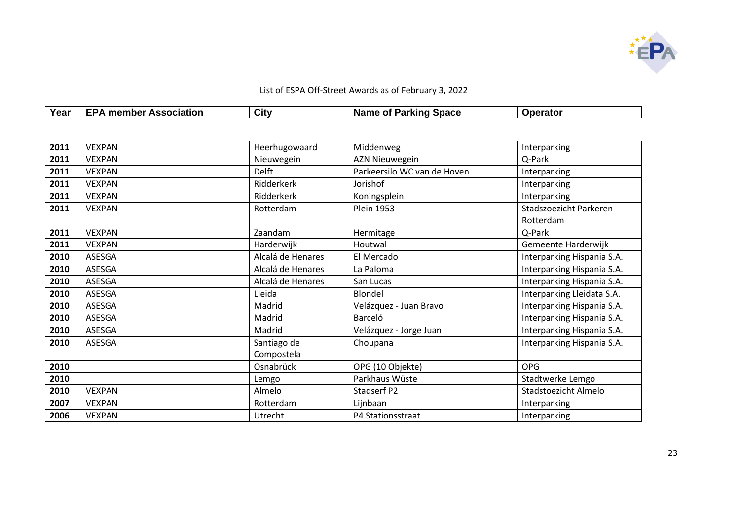List of ESPA Off-Street Awards as of February 3, 2022

| Year | EPA member Association | City | Name of Parking Space | Operator |
|---|---|---|---|---|
| 2011 | VEXPAN | Heerhugowaard | Middenweg | Interparking |
| 2011 | VEXPAN | Nieuwegein | AZN Nieuwegein | Q-Park |
| 2011 | VEXPAN | Delft | Parkeersilo WC van de Hoven | Interparking |
| 2011 | VEXPAN | Ridderkerk | Jorishof | Interparking |
| 2011 | VEXPAN | Ridderkerk | Koningsplein | Interparking |
| 2011 | VEXPAN | Rotterdam | Plein 1953 | Stadszoezicht Parkeren Rotterdam |
| 2011 | VEXPAN | Zaandam | Hermitage | Q-Park |
| 2011 | VEXPAN | Harderwijk | Houtwal | Gemeente Harderwijk |
| 2010 | ASESGA | Alcalá de Henares | El Mercado | Interparking Hispania S.A. |
| 2010 | ASESGA | Alcalá de Henares | La Paloma | Interparking Hispania S.A. |
| 2010 | ASESGA | Alcalá de Henares | San Lucas | Interparking Hispania S.A. |
| 2010 | ASESGA | Lleida | Blondel | Interparking Lleidata S.A. |
| 2010 | ASESGA | Madrid | Velázquez - Juan Bravo | Interparking Hispania S.A. |
| 2010 | ASESGA | Madrid | Barceló | Interparking Hispania S.A. |
| 2010 | ASESGA | Madrid | Velázquez - Jorge Juan | Interparking Hispania S.A. |
| 2010 | ASESGA | Santiago de Compostela | Choupana | Interparking Hispania S.A. |
| 2010 | | Osnabrück | OPG (10 Objekte) | OPG |
| 2010 | | Lemgo | Parkhaus Wüste | Stadtwerke Lemgo |
| 2010 | VEXPAN | Almelo | Stadserf P2 | Stadstoezicht Almelo |
| 2007 | VEXPAN | Rotterdam | Lijnbaan | Interparking |
| 2006 | VEXPAN | Utrecht | P4 Stationsstraat | Interparking |